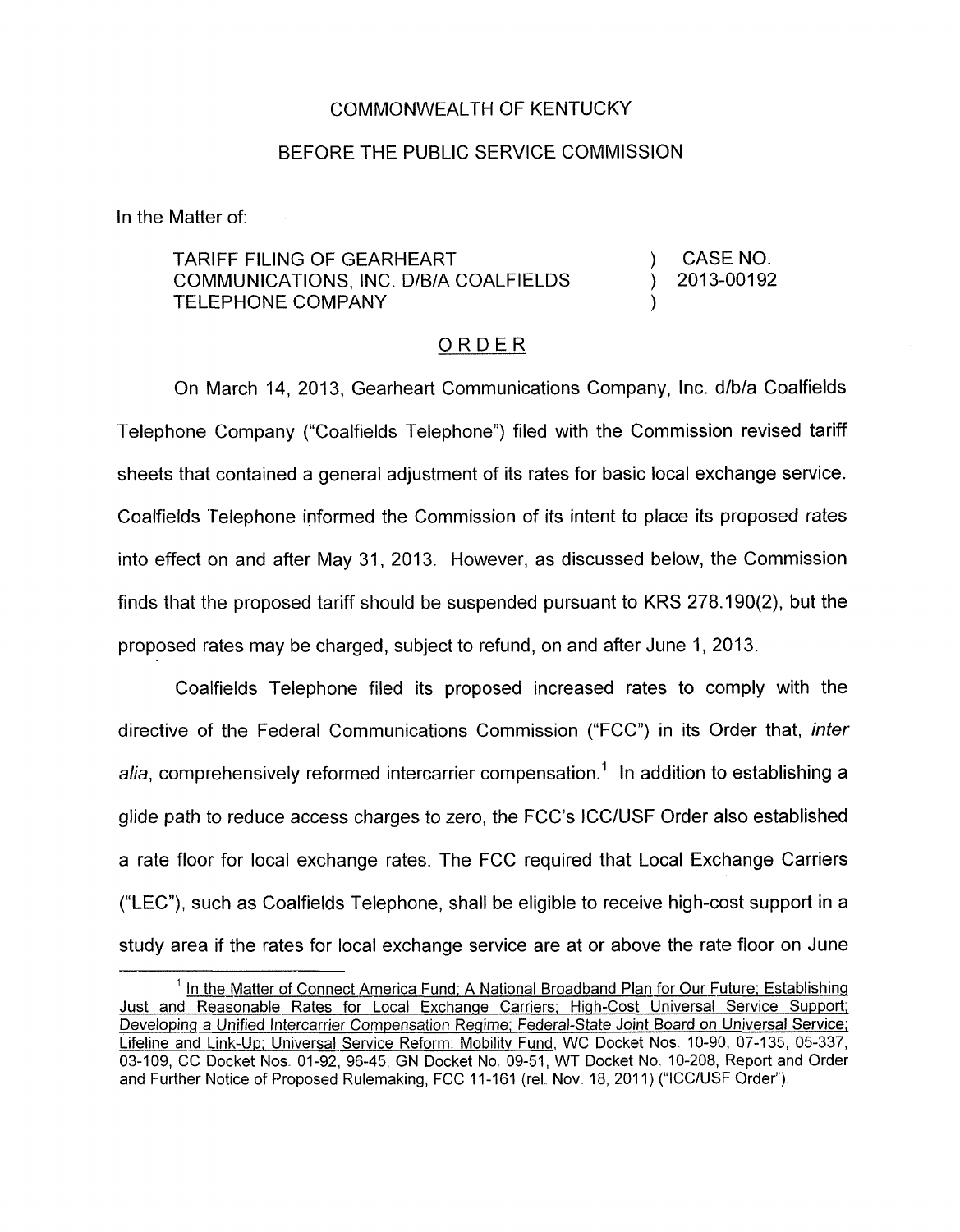COMMONWEALTH OF KENTUCKY

BEFORE THE PUBLIC SERVICE COMMISSION

In the Matter of:

| | | |
|---|---|---|
| TARIFF FILING OF GEARHEART COMMUNICATIONS, INC. D/B/A COALFIELDS TELEPHONE COMPANY | ) ) ) | CASE NO. 2013-00192 |

ORDER

On March 14, 2013, Gearheart Communications Company, Inc. d/b/a Coalfields Telephone Company ("Coalfields Telephone") filed with the Commission revised tariff sheets that contained a general adjustment of its rates for basic local exchange service. Coalfields Telephone informed the Commission of its intent to place its proposed rates into effect on and after May 31, 2013. However, as discussed below, the Commission finds that the proposed tariff should be suspended pursuant to KRS 278.190(2), but the proposed rates may be charged, subject to refund, on and after June 1, 2013.

Coalfields Telephone filed its proposed increased rates to comply with the directive of the Federal Communications Commission ("FCC") in its Order that, *inter alia*, comprehensively reformed intercarrier compensation.[1] In addition to establishing a glide path to reduce access charges to zero, the FCC's ICC/USF Order also established a rate floor for local exchange rates. The FCC required that Local Exchange Carriers ("LEC"), such as Coalfields Telephone, shall be eligible to receive high-cost support in a study area if the rates for local exchange service are at or above the rate floor on June

[1] In the Matter of Connect America Fund; A National Broadband Plan for Our Future; Establishing Just and Reasonable Rates for Local Exchange Carriers; High-Cost Universal Service Support; Developing a Unified Intercarrier Compensation Regime; Federal-State Joint Board on Universal Service; Lifeline and Link-Up; Universal Service Reform: Mobility Fund, WC Docket Nos. 10-90, 07-135, 05-337, 03-109, CC Docket Nos. 01-92, 96-45, GN Docket No. 09-51, WT Docket No. 10-208, Report and Order and Further Notice of Proposed Rulemaking, FCC 11-161 (rel. Nov. 18, 2011) ("ICC/USF Order").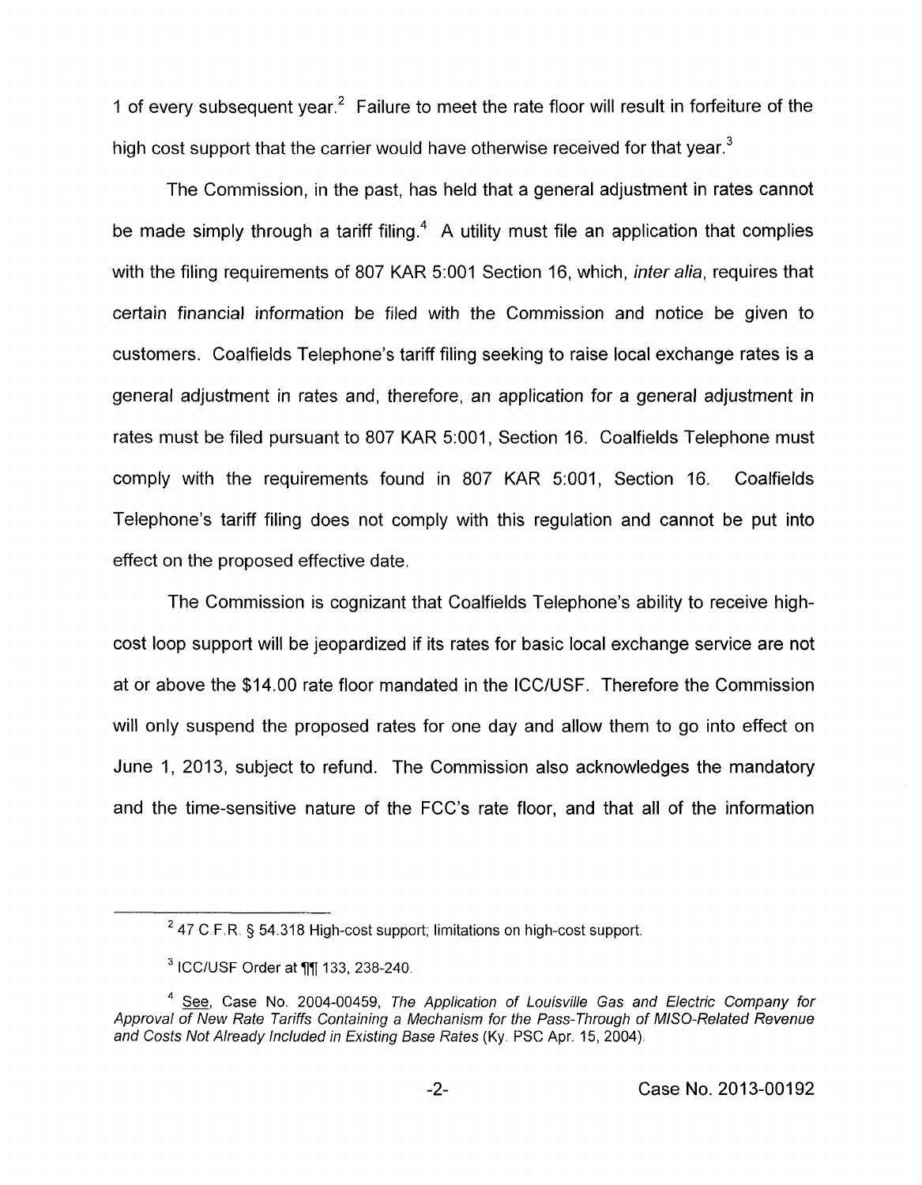1 of every subsequent year.[2] Failure to meet the rate floor will result in forfeiture of the high cost support that the carrier would have otherwise received for that year.[3]

The Commission, in the past, has held that a general adjustment in rates cannot be made simply through a tariff filing.[4] A utility must file an application that complies with the filing requirements of 807 KAR 5:001 Section 16, which, *inter alia*, requires that certain financial information be filed with the Commission and notice be given to customers. Coalfields Telephone's tariff filing seeking to raise local exchange rates is a general adjustment in rates and, therefore, an application for a general adjustment in rates must be filed pursuant to 807 KAR 5:001, Section 16. Coalfields Telephone must comply with the requirements found in 807 KAR 5:001, Section 16. Coalfields Telephone's tariff filing does not comply with this regulation and cannot be put into effect on the proposed effective date.

The Commission is cognizant that Coalfields Telephone's ability to receive high-cost loop support will be jeopardized if its rates for basic local exchange service are not at or above the $14.00 rate floor mandated in the ICC/USF. Therefore the Commission will only suspend the proposed rates for one day and allow them to go into effect on June 1, 2013, subject to refund. The Commission also acknowledges the mandatory and the time-sensitive nature of the FCC's rate floor, and that all of the information

---

[2] 47 C.F.R. § 54.318 High-cost support; limitations on high-cost support.

[3] ICC/USF Order at ¶¶ 133, 238-240.

[4] See, Case No. 2004-00459, *The Application of Louisville Gas and Electric Company for Approval of New Rate Tariffs Containing a Mechanism for the Pass-Through of MISO-Related Revenue and Costs Not Already Included in Existing Base Rates* (Ky. PSC Apr. 15, 2004).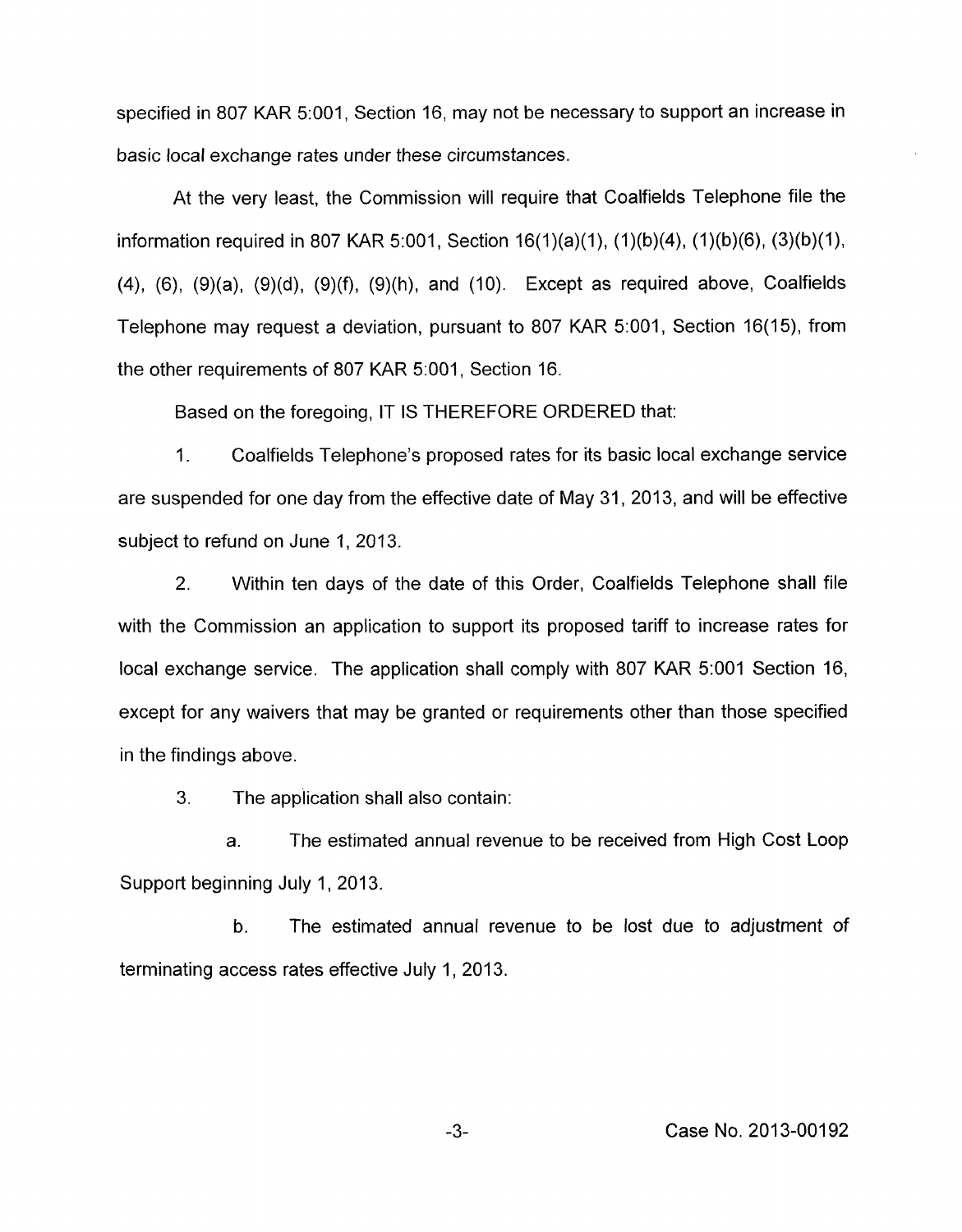specified in 807 KAR 5:001, Section 16, may not be necessary to support an increase in basic local exchange rates under these circumstances.

At the very least, the Commission will require that Coalfields Telephone file the information required in 807 KAR 5:001, Section 16(1)(a)(1), (1)(b)(4), (1)(b)(6), (3)(b)(1), (4), (6), (9)(a), (9)(d), (9)(f), (9)(h), and (10). Except as required above, Coalfields Telephone may request a deviation, pursuant to 807 KAR 5:001, Section 16(15), from the other requirements of 807 KAR 5:001, Section 16.

Based on the foregoing, IT IS THEREFORE ORDERED that:

1. Coalfields Telephone's proposed rates for its basic local exchange service are suspended for one day from the effective date of May 31, 2013, and will be effective subject to refund on June 1, 2013.

2. Within ten days of the date of this Order, Coalfields Telephone shall file with the Commission an application to support its proposed tariff to increase rates for local exchange service. The application shall comply with 807 KAR 5:001 Section 16, except for any waivers that may be granted or requirements other than those specified in the findings above.

3. The application shall also contain:

a. The estimated annual revenue to be received from High Cost Loop Support beginning July 1, 2013.

b. The estimated annual revenue to be lost due to adjustment of terminating access rates effective July 1, 2013.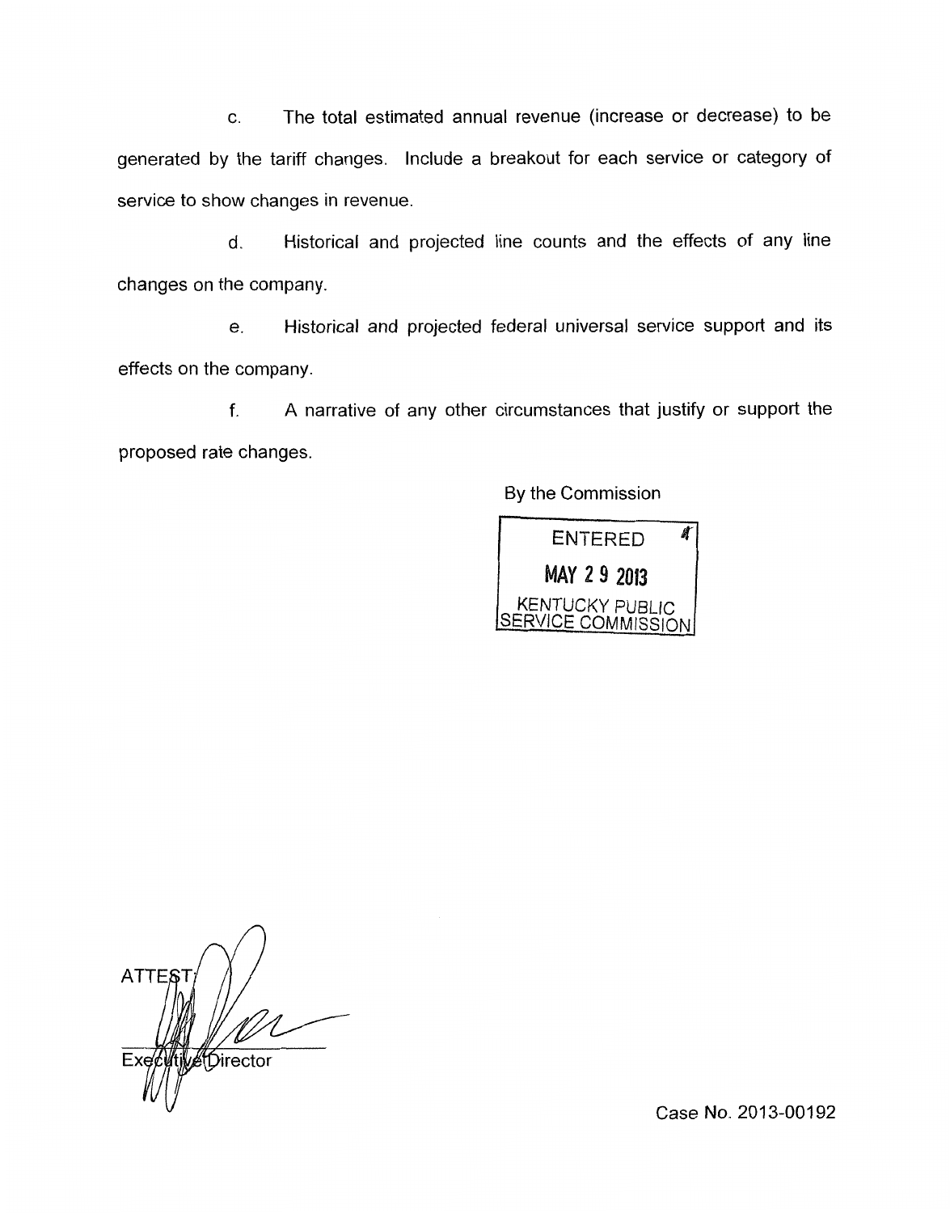c. The total estimated annual revenue (increase or decrease) to be generated by the tariff changes. Include a breakout for each service or category of service to show changes in revenue.

d. Historical and projected line counts and the effects of any line changes on the company.

e. Historical and projected federal universal service support and its effects on the company.

f. A narrative of any other circumstances that justify or support the proposed rate changes.

By the Commission

ENTERED

MAY 29 2013

KENTUCKY PUBLIC SERVICE COMMISSION

ATTEST:

Executive Director

Case No. 2013-00192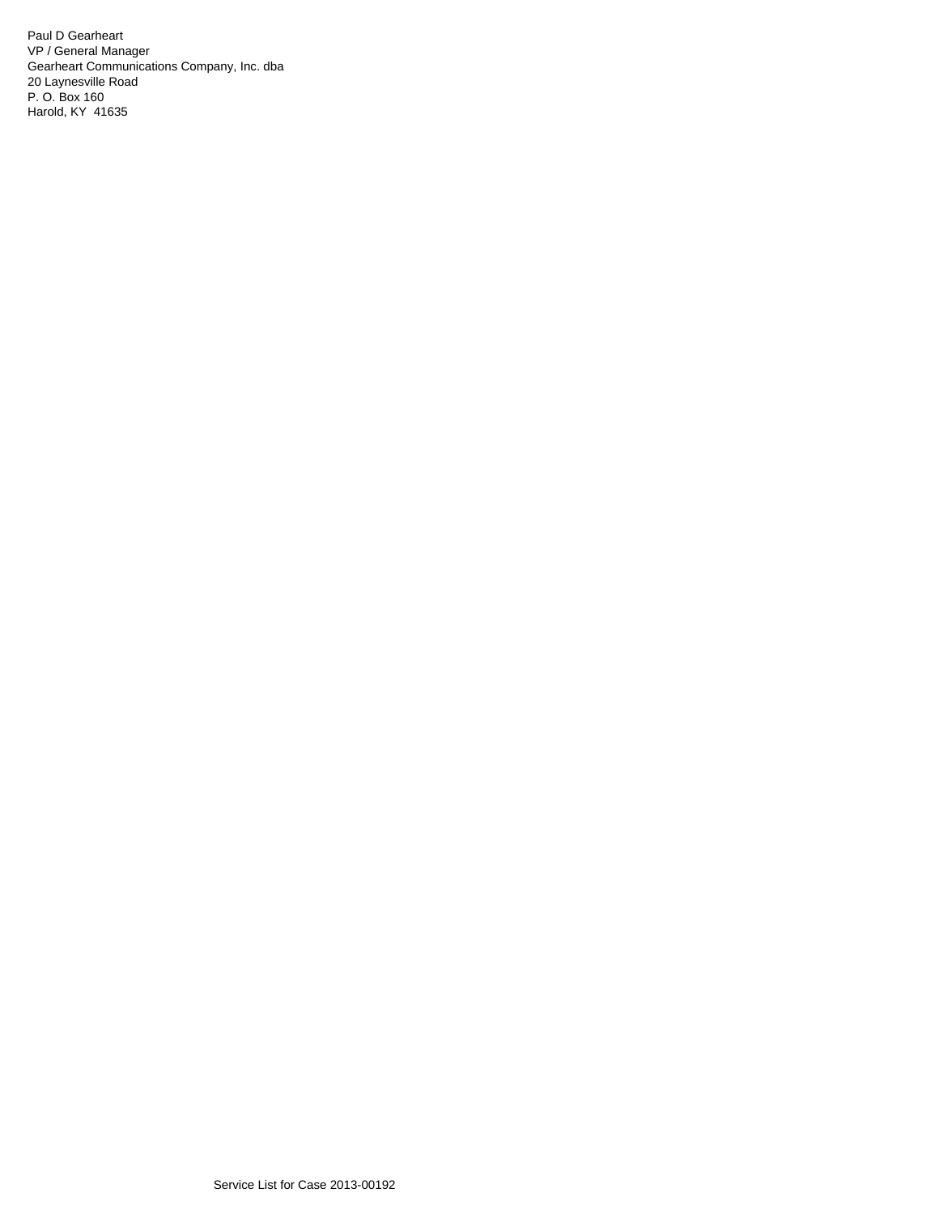Paul D Gearheart
VP / General Manager
Gearheart Communications Company, Inc. dba
20 Laynesville Road
P. O. Box 160
Harold, KY  41635